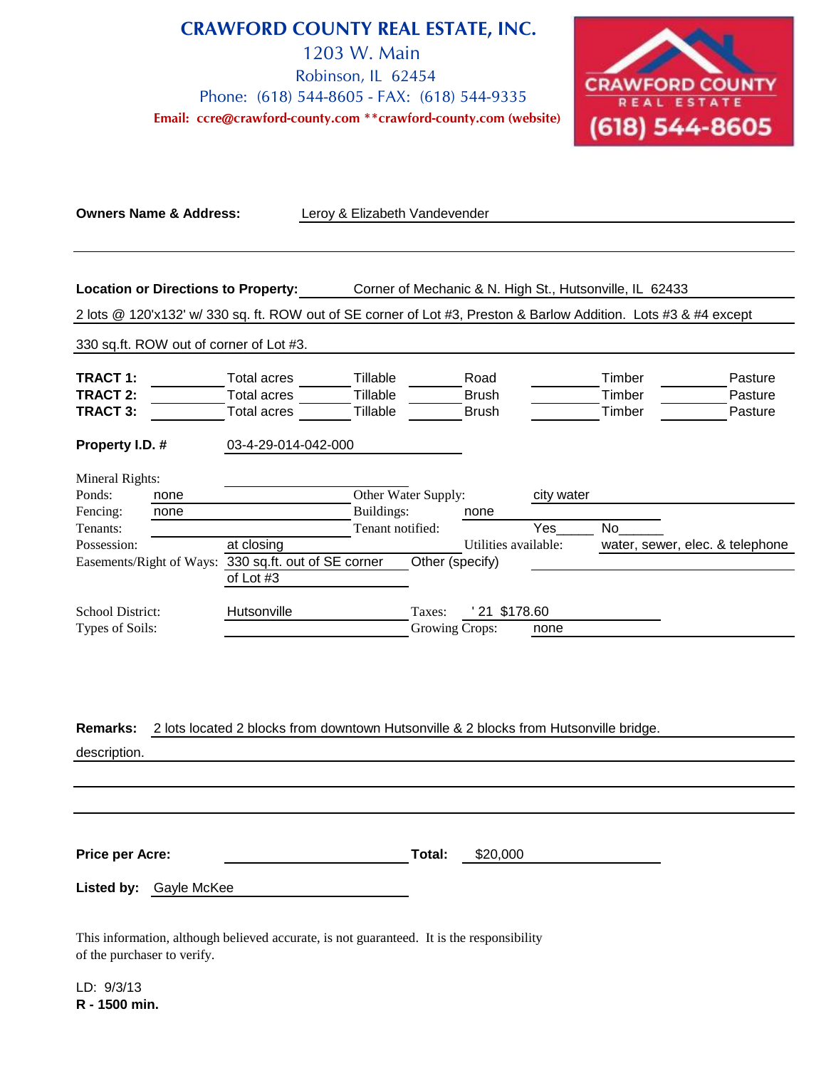# CRAWFORD COUNTY REAL ESTATE, INC.

1203 W. Main
Robinson, IL 62454
Phone: (618) 544-8605 - FAX: (618) 544-9335
**Email: ccre@crawford-county.com **crawford-county.com (website)**

CRAWFORD COUNTY REAL ESTATE (618) 544-8605

**Owners Name & Address:** Leroy & Elizabeth Vandevender

**Location or Directions to Property:** Corner of Mechanic & N. High St., Hutsonville, IL 62433

2 lots @ 120'x132' w/ 330 sq. ft. ROW out of SE corner of Lot #3, Preston & Barlow Addition. Lots #3 & #4 except 330 sq.ft. ROW out of corner of Lot #3.

| | | | | | |
|---|---|---|---|---|---|
| **TRACT 1:** | Total acres | Tillable | Road | Timber | Pasture |
| **TRACT 2:** | Total acres | Tillable | Brush | Timber | Pasture |
| **TRACT 3:** | Total acres | Tillable | Brush | Timber | Pasture |

**Property I.D. #** 03-4-29-014-042-000

Mineral Rights:
Ponds: none — Other Water Supply: city water
Fencing: none — Buildings: none
Tenants: — Tenant notified: Yes_____ No______
Possession: at closing — Utilities available: water, sewer, elec. & telephone
Easements/Right of Ways: 330 sq.ft. out of SE corner of Lot #3 — Other (specify)

School District: Hutsonville — Taxes: '21 $178.60
Types of Soils: — Growing Crops: none

**Remarks:** 2 lots located 2 blocks from downtown Hutsonville & 2 blocks from Hutsonville bridge.

description.

**Price per Acre:** — **Total:** $20,000

**Listed by:** Gayle McKee

This information, although believed accurate, is not guaranteed. It is the responsibility of the purchaser to verify.

LD: 9/3/13
**R - 1500 min.**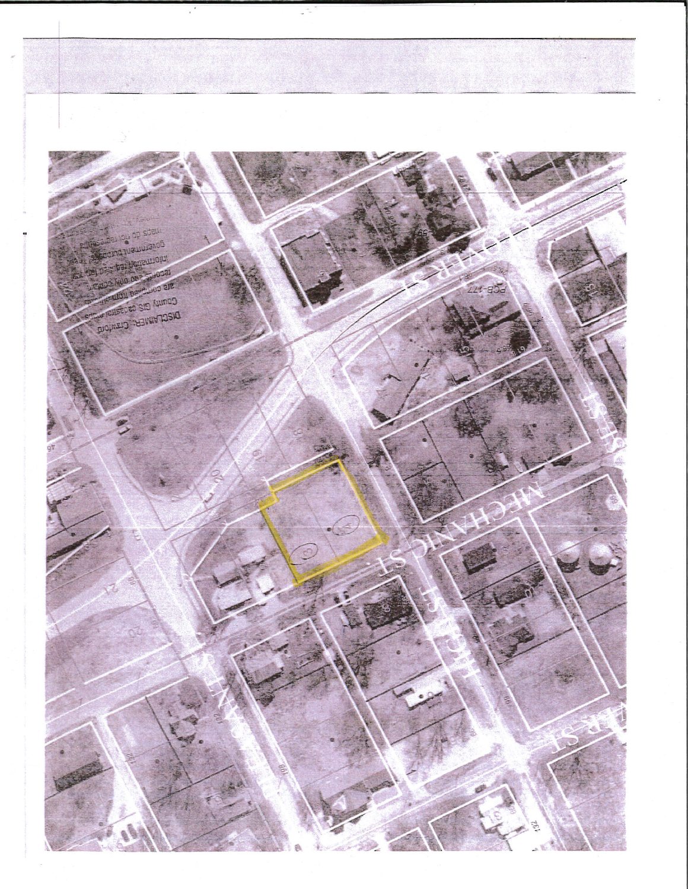DISCLAIMER: Crawford County GIS cadastral maps are compiled from official records and only contain information required for local government purposes. The maps do not represent

PCB-177

MECHANIC ST

ST